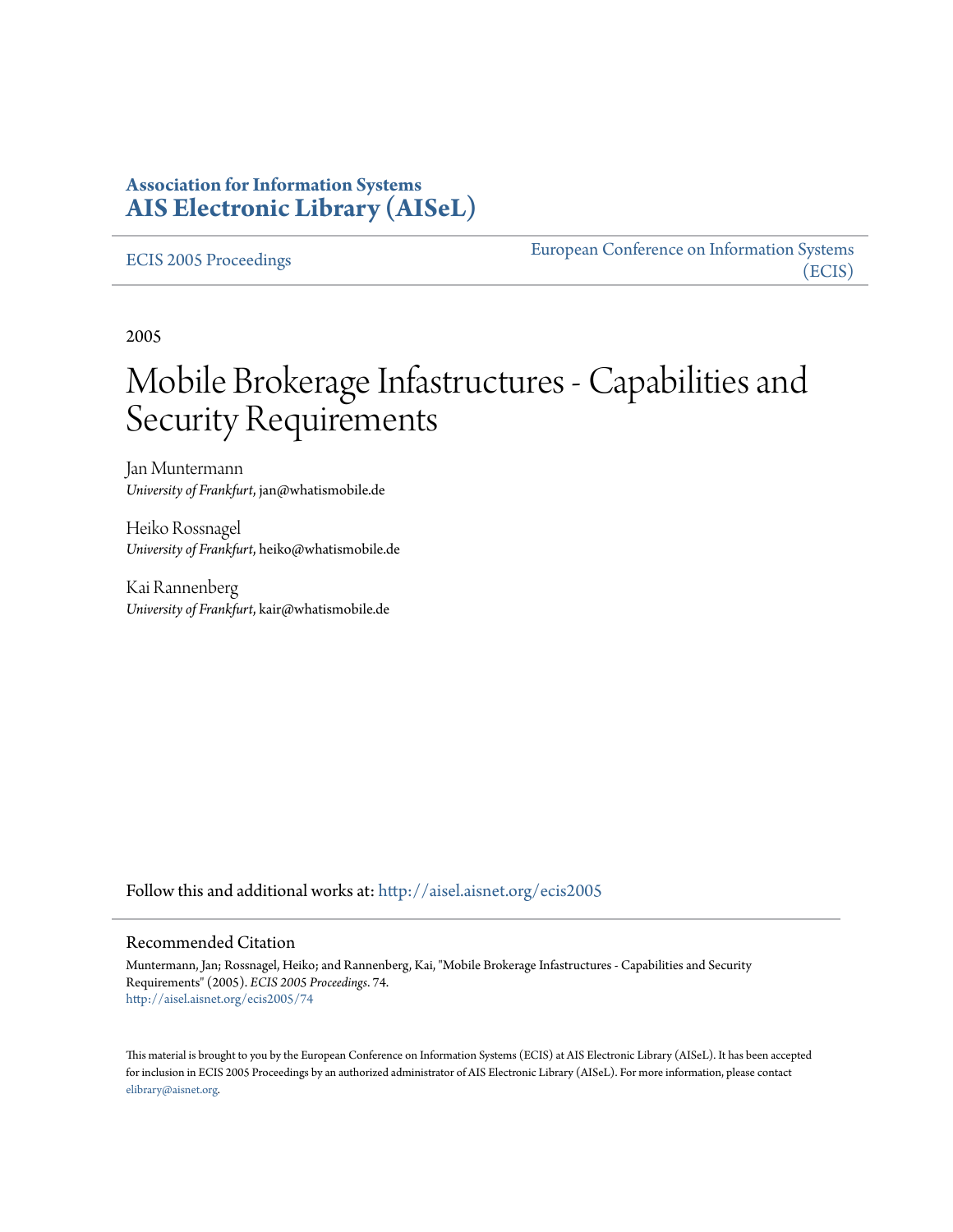# Association for Information Systems
# AIS Electronic Library (AISeL)

ECIS 2005 Proceedings

European Conference on Information Systems (ECIS)

2005

# Mobile Brokerage Infastructures - Capabilities and Security Requirements

Jan Muntermann
*University of Frankfurt*, jan@whatismobile.de

Heiko Rossnagel
*University of Frankfurt*, heiko@whatismobile.de

Kai Rannenberg
*University of Frankfurt*, kair@whatismobile.de

Follow this and additional works at: http://aisel.aisnet.org/ecis2005

## Recommended Citation

Muntermann, Jan; Rossnagel, Heiko; and Rannenberg, Kai, "Mobile Brokerage Infastructures - Capabilities and Security Requirements" (2005). *ECIS 2005 Proceedings*. 74.
http://aisel.aisnet.org/ecis2005/74

This material is brought to you by the European Conference on Information Systems (ECIS) at AIS Electronic Library (AISeL). It has been accepted for inclusion in ECIS 2005 Proceedings by an authorized administrator of AIS Electronic Library (AISeL). For more information, please contact elibrary@aisnet.org.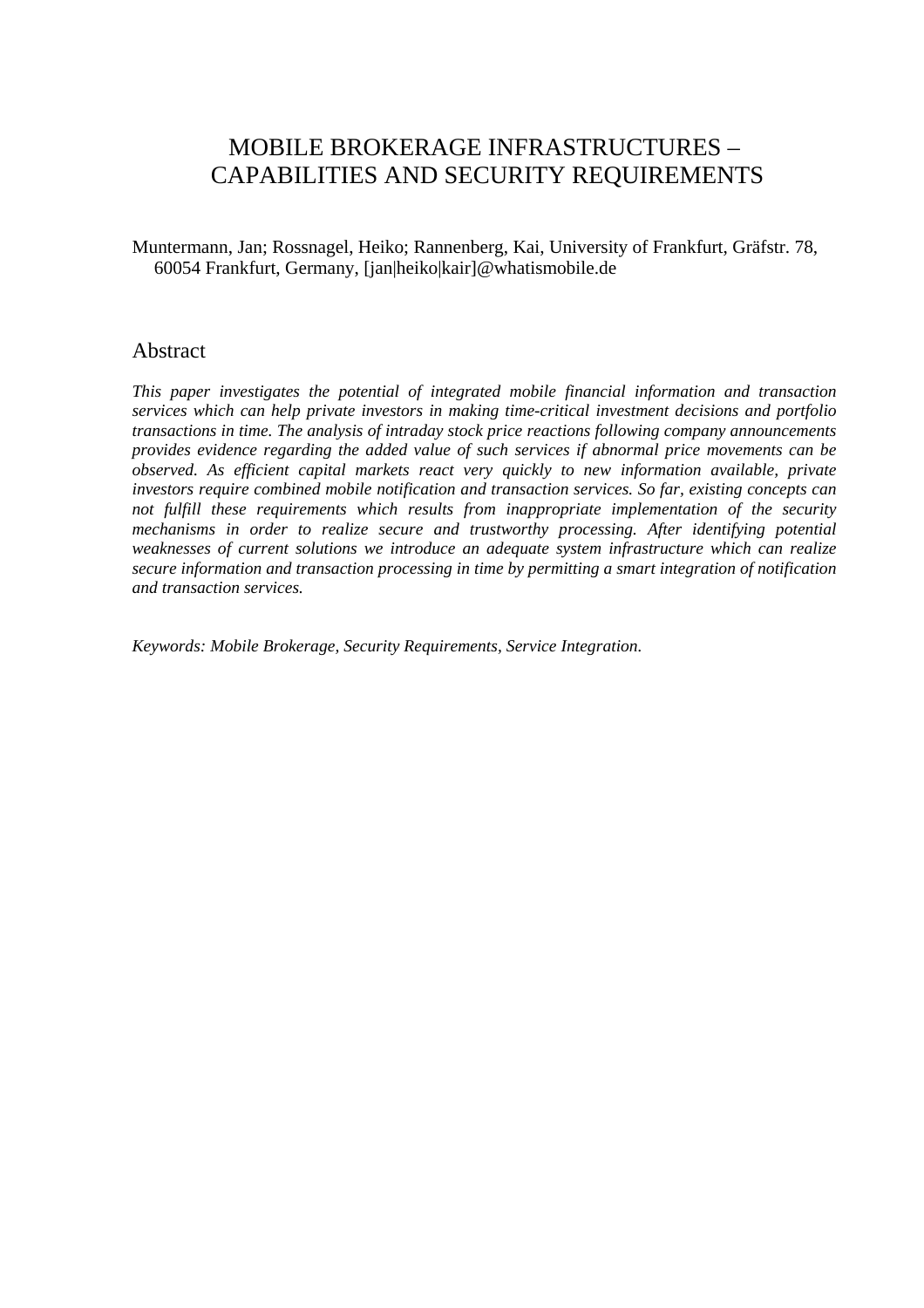# MOBILE BROKERAGE INFRASTRUCTURES – CAPABILITIES AND SECURITY REQUIREMENTS

Muntermann, Jan; Rossnagel, Heiko; Rannenberg, Kai, University of Frankfurt, Gräfstr. 78, 60054 Frankfurt, Germany, [jan|heiko|kair]@whatismobile.de

## Abstract

*This paper investigates the potential of integrated mobile financial information and transaction services which can help private investors in making time-critical investment decisions and portfolio transactions in time. The analysis of intraday stock price reactions following company announcements provides evidence regarding the added value of such services if abnormal price movements can be observed. As efficient capital markets react very quickly to new information available, private investors require combined mobile notification and transaction services. So far, existing concepts can not fulfill these requirements which results from inappropriate implementation of the security mechanisms in order to realize secure and trustworthy processing. After identifying potential weaknesses of current solutions we introduce an adequate system infrastructure which can realize secure information and transaction processing in time by permitting a smart integration of notification and transaction services.*

*Keywords: Mobile Brokerage, Security Requirements, Service Integration.*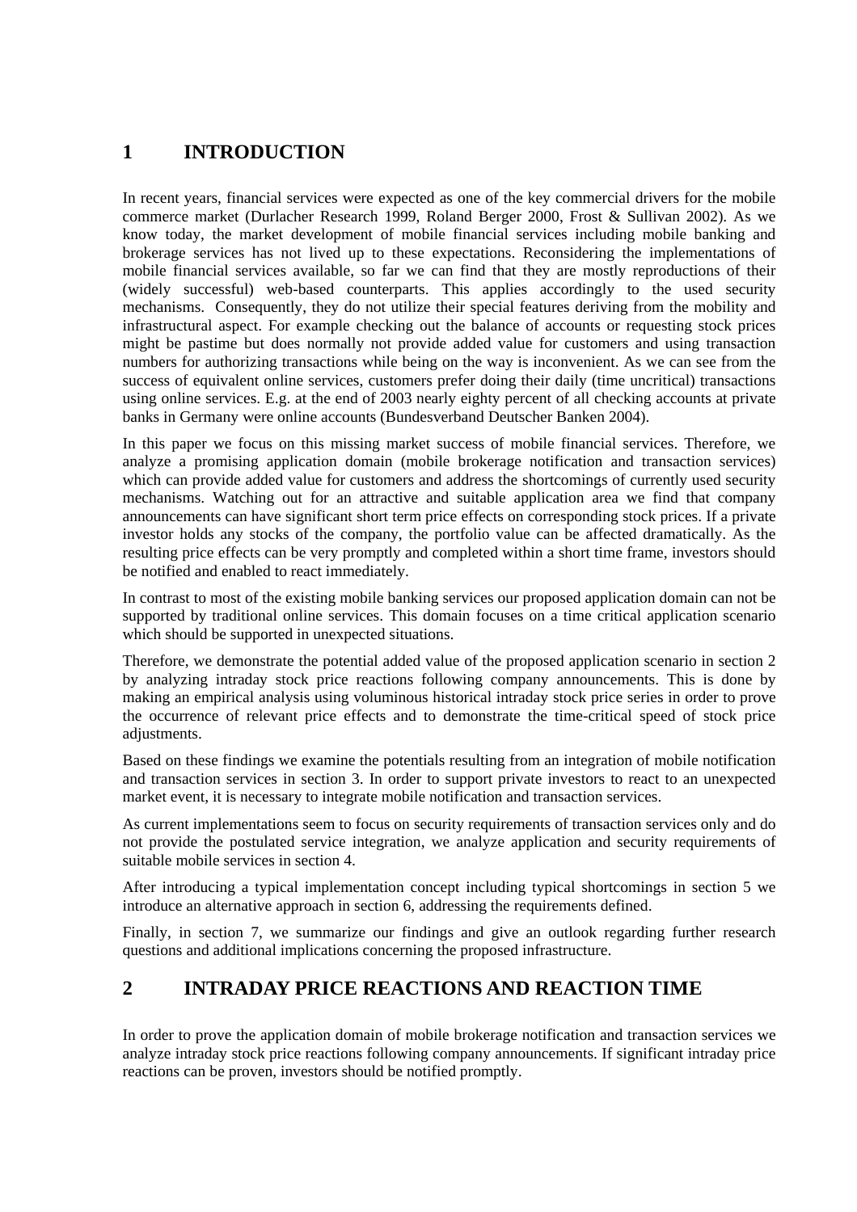# 1 INTRODUCTION

In recent years, financial services were expected as one of the key commercial drivers for the mobile commerce market (Durlacher Research 1999, Roland Berger 2000, Frost & Sullivan 2002). As we know today, the market development of mobile financial services including mobile banking and brokerage services has not lived up to these expectations. Reconsidering the implementations of mobile financial services available, so far we can find that they are mostly reproductions of their (widely successful) web-based counterparts. This applies accordingly to the used security mechanisms. Consequently, they do not utilize their special features deriving from the mobility and infrastructural aspect. For example checking out the balance of accounts or requesting stock prices might be pastime but does normally not provide added value for customers and using transaction numbers for authorizing transactions while being on the way is inconvenient. As we can see from the success of equivalent online services, customers prefer doing their daily (time uncritical) transactions using online services. E.g. at the end of 2003 nearly eighty percent of all checking accounts at private banks in Germany were online accounts (Bundesverband Deutscher Banken 2004).

In this paper we focus on this missing market success of mobile financial services. Therefore, we analyze a promising application domain (mobile brokerage notification and transaction services) which can provide added value for customers and address the shortcomings of currently used security mechanisms. Watching out for an attractive and suitable application area we find that company announcements can have significant short term price effects on corresponding stock prices. If a private investor holds any stocks of the company, the portfolio value can be affected dramatically. As the resulting price effects can be very promptly and completed within a short time frame, investors should be notified and enabled to react immediately.

In contrast to most of the existing mobile banking services our proposed application domain can not be supported by traditional online services. This domain focuses on a time critical application scenario which should be supported in unexpected situations.

Therefore, we demonstrate the potential added value of the proposed application scenario in section 2 by analyzing intraday stock price reactions following company announcements. This is done by making an empirical analysis using voluminous historical intraday stock price series in order to prove the occurrence of relevant price effects and to demonstrate the time-critical speed of stock price adjustments.

Based on these findings we examine the potentials resulting from an integration of mobile notification and transaction services in section 3. In order to support private investors to react to an unexpected market event, it is necessary to integrate mobile notification and transaction services.

As current implementations seem to focus on security requirements of transaction services only and do not provide the postulated service integration, we analyze application and security requirements of suitable mobile services in section 4.

After introducing a typical implementation concept including typical shortcomings in section 5 we introduce an alternative approach in section 6, addressing the requirements defined.

Finally, in section 7, we summarize our findings and give an outlook regarding further research questions and additional implications concerning the proposed infrastructure.

# 2 INTRADAY PRICE REACTIONS AND REACTION TIME

In order to prove the application domain of mobile brokerage notification and transaction services we analyze intraday stock price reactions following company announcements. If significant intraday price reactions can be proven, investors should be notified promptly.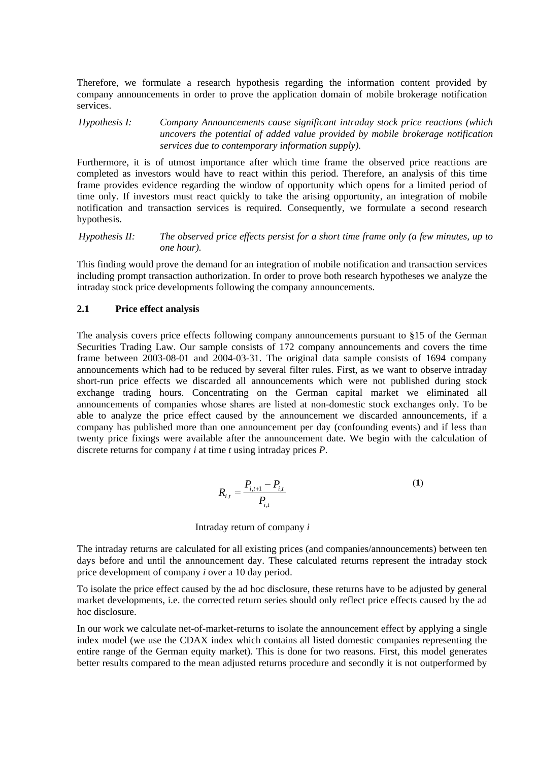Therefore, we formulate a research hypothesis regarding the information content provided by company announcements in order to prove the application domain of mobile brokerage notification services.

*Hypothesis I:* *Company Announcements cause significant intraday stock price reactions (which uncovers the potential of added value provided by mobile brokerage notification services due to contemporary information supply).*

Furthermore, it is of utmost importance after which time frame the observed price reactions are completed as investors would have to react within this period. Therefore, an analysis of this time frame provides evidence regarding the window of opportunity which opens for a limited period of time only. If investors must react quickly to take the arising opportunity, an integration of mobile notification and transaction services is required. Consequently, we formulate a second research hypothesis.

*Hypothesis II:* *The observed price effects persist for a short time frame only (a few minutes, up to one hour).*

This finding would prove the demand for an integration of mobile notification and transaction services including prompt transaction authorization. In order to prove both research hypotheses we analyze the intraday stock price developments following the company announcements.

### 2.1 Price effect analysis

The analysis covers price effects following company announcements pursuant to §15 of the German Securities Trading Law. Our sample consists of 172 company announcements and covers the time frame between 2003-08-01 and 2004-03-31. The original data sample consists of 1694 company announcements which had to be reduced by several filter rules. First, as we want to observe intraday short-run price effects we discarded all announcements which were not published during stock exchange trading hours. Concentrating on the German capital market we eliminated all announcements of companies whose shares are listed at non-domestic stock exchanges only. To be able to analyze the price effect caused by the announcement we discarded announcements, if a company has published more than one announcement per day (confounding events) and if less than twenty price fixings were available after the announcement date. We begin with the calculation of discrete returns for company *i* at time *t* using intraday prices *P*.

$$R_{i,t} = \frac{P_{i,t+1} - P_{i,t}}{P_{i,t}} \qquad (1)$$

Intraday return of company *i*

The intraday returns are calculated for all existing prices (and companies/announcements) between ten days before and until the announcement day. These calculated returns represent the intraday stock price development of company *i* over a 10 day period.

To isolate the price effect caused by the ad hoc disclosure, these returns have to be adjusted by general market developments, i.e. the corrected return series should only reflect price effects caused by the ad hoc disclosure.

In our work we calculate net-of-market-returns to isolate the announcement effect by applying a single index model (we use the CDAX index which contains all listed domestic companies representing the entire range of the German equity market). This is done for two reasons. First, this model generates better results compared to the mean adjusted returns procedure and secondly it is not outperformed by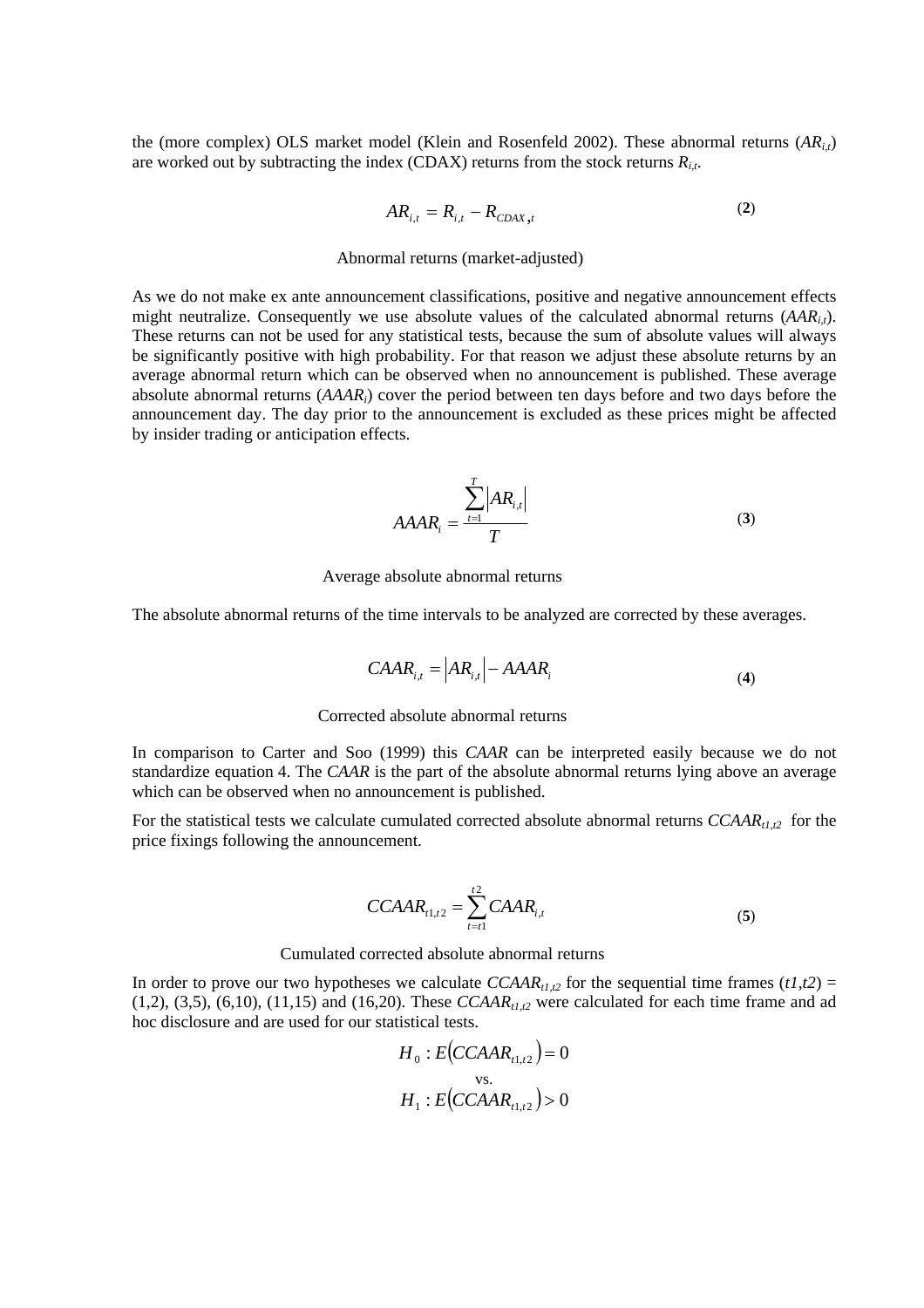the (more complex) OLS market model (Klein and Rosenfeld 2002). These abnormal returns ($AR_{i,t}$) are worked out by subtracting the index (CDAX) returns from the stock returns $R_{i,t}$.

$$AR_{i,t} = R_{i,t} - R_{CDAX,t} \tag{2}$$

Abnormal returns (market-adjusted)

As we do not make ex ante announcement classifications, positive and negative announcement effects might neutralize. Consequently we use absolute values of the calculated abnormal returns ($AAR_{i,t}$). These returns can not be used for any statistical tests, because the sum of absolute values will always be significantly positive with high probability. For that reason we adjust these absolute returns by an average abnormal return which can be observed when no announcement is published. These average absolute abnormal returns ($AAAR_i$) cover the period between ten days before and two days before the announcement day. The day prior to the announcement is excluded as these prices might be affected by insider trading or anticipation effects.

$$AAAR_i = \frac{\sum_{t=1}^{T} |AR_{i,t}|}{T} \tag{3}$$

Average absolute abnormal returns

The absolute abnormal returns of the time intervals to be analyzed are corrected by these averages.

$$CAAR_{i,t} = |AR_{i,t}| - AAAR_i \tag{4}$$

Corrected absolute abnormal returns

In comparison to Carter and Soo (1999) this *CAAR* can be interpreted easily because we do not standardize equation 4. The *CAAR* is the part of the absolute abnormal returns lying above an average which can be observed when no announcement is published.

For the statistical tests we calculate cumulated corrected absolute abnormal returns $CCAAR_{t1,t2}$ for the price fixings following the announcement.

$$CCAAR_{t1,t2} = \sum_{t=t1}^{t2} CAAR_{i,t} \tag{5}$$

Cumulated corrected absolute abnormal returns

In order to prove our two hypotheses we calculate $CCAAR_{t1,t2}$ for the sequential time frames ($t1,t2$) = (1,2), (3,5), (6,10), (11,15) and (16,20). These $CCAAR_{t1,t2}$ were calculated for each time frame and ad hoc disclosure and are used for our statistical tests.

$$H_0 : E(CCAAR_{t1,t2}) = 0$$

vs.

$$H_1 : E(CCAAR_{t1,t2}) > 0$$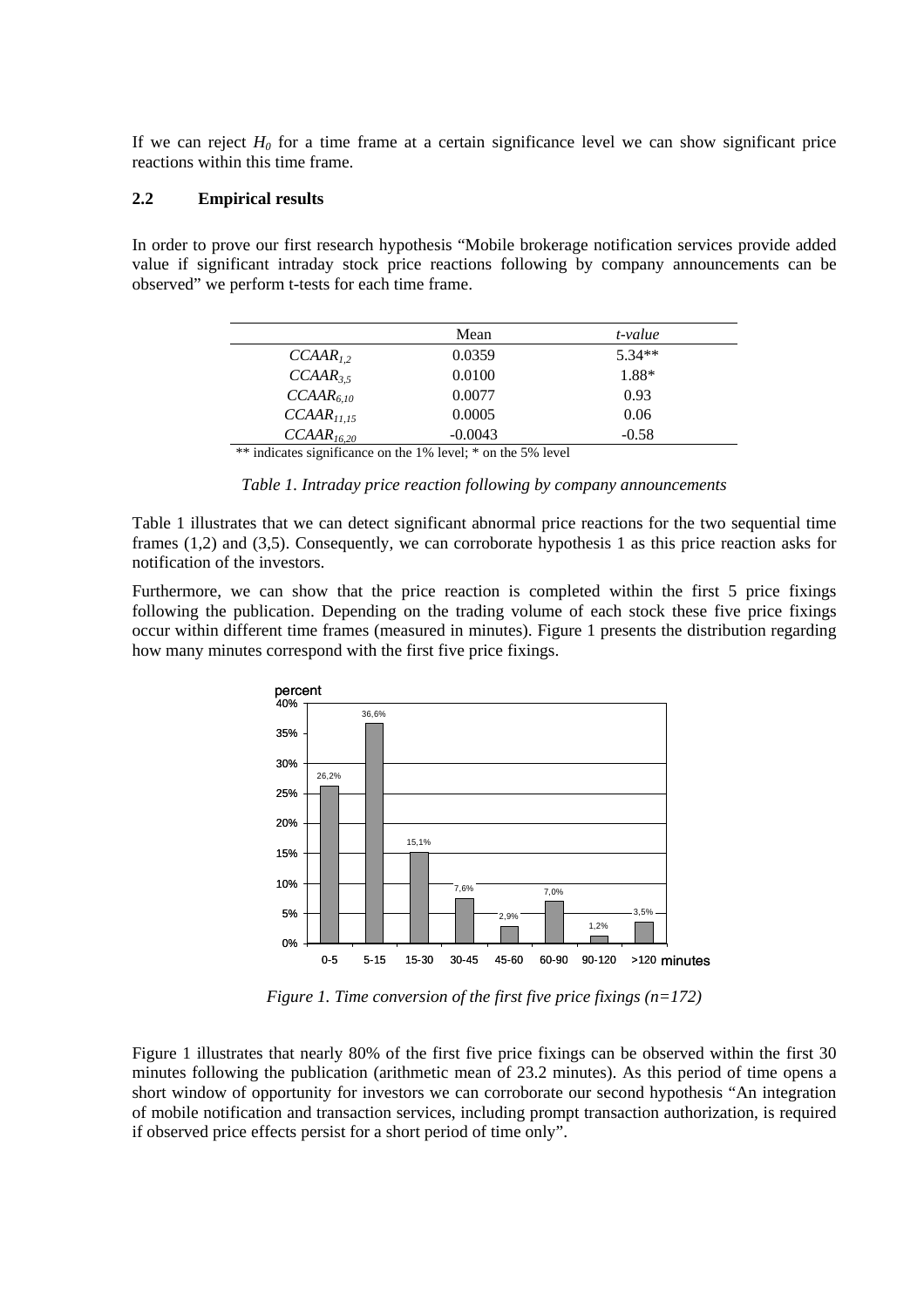If we can reject $H_0$ for a time frame at a certain significance level we can show significant price reactions within this time frame.

### 2.2 Empirical results

In order to prove our first research hypothesis "Mobile brokerage notification services provide added value if significant intraday stock price reactions following by company announcements can be observed" we perform t-tests for each time frame.

| | Mean | *t-value* |
|---|---|---|
| $CCAAR_{1,2}$ | 0.0359 | 5.34** |
| $CCAAR_{3,5}$ | 0.0100 | 1.88* |
| $CCAAR_{6,10}$ | 0.0077 | 0.93 |
| $CCAAR_{11,15}$ | 0.0005 | 0.06 |
| $CCAAR_{16,20}$ | -0.0043 | -0.58 |

** indicates significance on the 1% level; * on the 5% level

*Table 1. Intraday price reaction following by company announcements*

Table 1 illustrates that we can detect significant abnormal price reactions for the two sequential time frames (1,2) and (3,5). Consequently, we can corroborate hypothesis 1 as this price reaction asks for notification of the investors.

Furthermore, we can show that the price reaction is completed within the first 5 price fixings following the publication. Depending on the trading volume of each stock these five price fixings occur within different time frames (measured in minutes). Figure 1 presents the distribution regarding how many minutes correspond with the first five price fixings.

| minutes | percent |
|---|---|
| 0-5 | 26,2% |
| 5-15 | 36,6% |
| 15-30 | 15,1% |
| 30-45 | 7,6% |
| 45-60 | 2,9% |
| 60-90 | 7,0% |
| 90-120 | 1,2% |
| >120 | 3,5% |

*Figure 1. Time conversion of the first five price fixings (n=172)*

Figure 1 illustrates that nearly 80% of the first five price fixings can be observed within the first 30 minutes following the publication (arithmetic mean of 23.2 minutes). As this period of time opens a short window of opportunity for investors we can corroborate our second hypothesis "An integration of mobile notification and transaction services, including prompt transaction authorization, is required if observed price effects persist for a short period of time only".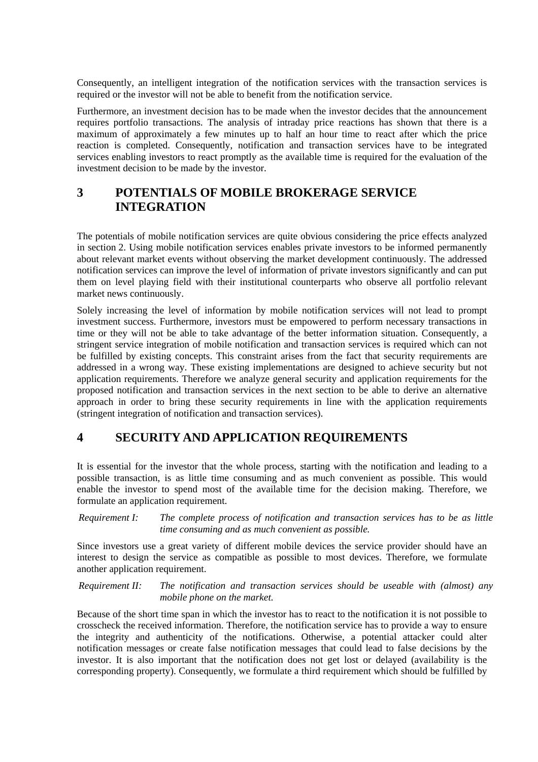Consequently, an intelligent integration of the notification services with the transaction services is required or the investor will not be able to benefit from the notification service.

Furthermore, an investment decision has to be made when the investor decides that the announcement requires portfolio transactions. The analysis of intraday price reactions has shown that there is a maximum of approximately a few minutes up to half an hour time to react after which the price reaction is completed. Consequently, notification and transaction services have to be integrated services enabling investors to react promptly as the available time is required for the evaluation of the investment decision to be made by the investor.

## 3 POTENTIALS OF MOBILE BROKERAGE SERVICE INTEGRATION

The potentials of mobile notification services are quite obvious considering the price effects analyzed in section 2. Using mobile notification services enables private investors to be informed permanently about relevant market events without observing the market development continuously. The addressed notification services can improve the level of information of private investors significantly and can put them on level playing field with their institutional counterparts who observe all portfolio relevant market news continuously.

Solely increasing the level of information by mobile notification services will not lead to prompt investment success. Furthermore, investors must be empowered to perform necessary transactions in time or they will not be able to take advantage of the better information situation. Consequently, a stringent service integration of mobile notification and transaction services is required which can not be fulfilled by existing concepts. This constraint arises from the fact that security requirements are addressed in a wrong way. These existing implementations are designed to achieve security but not application requirements. Therefore we analyze general security and application requirements for the proposed notification and transaction services in the next section to be able to derive an alternative approach in order to bring these security requirements in line with the application requirements (stringent integration of notification and transaction services).

## 4 SECURITY AND APPLICATION REQUIREMENTS

It is essential for the investor that the whole process, starting with the notification and leading to a possible transaction, is as little time consuming and as much convenient as possible. This would enable the investor to spend most of the available time for the decision making. Therefore, we formulate an application requirement.

*Requirement I:* *The complete process of notification and transaction services has to be as little time consuming and as much convenient as possible.*

Since investors use a great variety of different mobile devices the service provider should have an interest to design the service as compatible as possible to most devices. Therefore, we formulate another application requirement.

*Requirement II:* *The notification and transaction services should be useable with (almost) any mobile phone on the market.*

Because of the short time span in which the investor has to react to the notification it is not possible to crosscheck the received information. Therefore, the notification service has to provide a way to ensure the integrity and authenticity of the notifications. Otherwise, a potential attacker could alter notification messages or create false notification messages that could lead to false decisions by the investor. It is also important that the notification does not get lost or delayed (availability is the corresponding property). Consequently, we formulate a third requirement which should be fulfilled by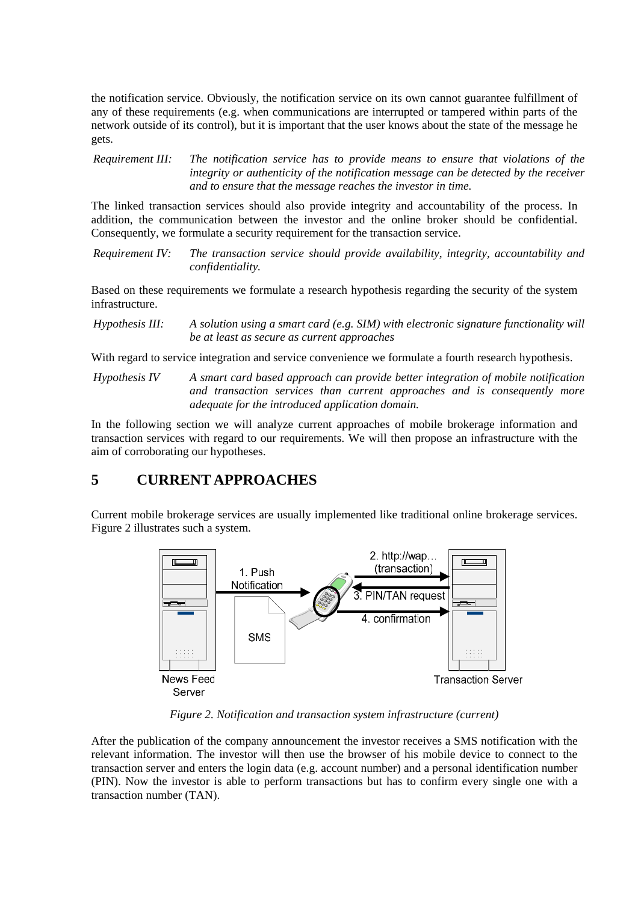the notification service. Obviously, the notification service on its own cannot guarantee fulfillment of any of these requirements (e.g. when communications are interrupted or tampered within parts of the network outside of its control), but it is important that the user knows about the state of the message he gets.

*Requirement III:* *The notification service has to provide means to ensure that violations of the integrity or authenticity of the notification message can be detected by the receiver and to ensure that the message reaches the investor in time.*

The linked transaction services should also provide integrity and accountability of the process. In addition, the communication between the investor and the online broker should be confidential. Consequently, we formulate a security requirement for the transaction service.

*Requirement IV:* *The transaction service should provide availability, integrity, accountability and confidentiality.*

Based on these requirements we formulate a research hypothesis regarding the security of the system infrastructure.

*Hypothesis III:* *A solution using a smart card (e.g. SIM) with electronic signature functionality will be at least as secure as current approaches*

With regard to service integration and service convenience we formulate a fourth research hypothesis.

*Hypothesis IV* *A smart card based approach can provide better integration of mobile notification and transaction services than current approaches and is consequently more adequate for the introduced application domain.*

In the following section we will analyze current approaches of mobile brokerage information and transaction services with regard to our requirements. We will then propose an infrastructure with the aim of corroborating our hypotheses.

# 5 CURRENT APPROACHES

Current mobile brokerage services are usually implemented like traditional online brokerage services. Figure 2 illustrates such a system.

*Figure 2. Notification and transaction system infrastructure (current)*

After the publication of the company announcement the investor receives a SMS notification with the relevant information. The investor will then use the browser of his mobile device to connect to the transaction server and enters the login data (e.g. account number) and a personal identification number (PIN). Now the investor is able to perform transactions but has to confirm every single one with a transaction number (TAN).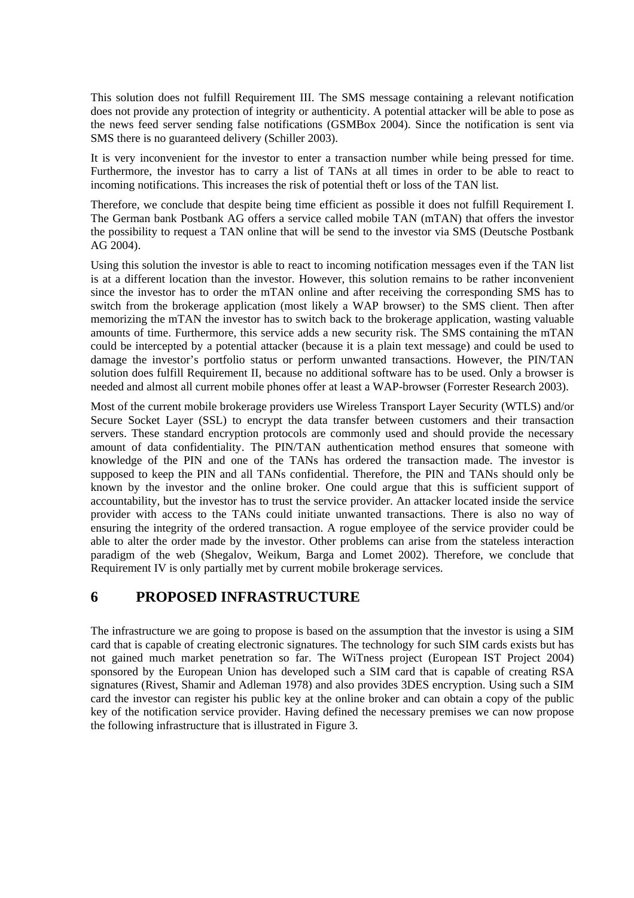This solution does not fulfill Requirement III. The SMS message containing a relevant notification does not provide any protection of integrity or authenticity. A potential attacker will be able to pose as the news feed server sending false notifications (GSMBox 2004). Since the notification is sent via SMS there is no guaranteed delivery (Schiller 2003).

It is very inconvenient for the investor to enter a transaction number while being pressed for time. Furthermore, the investor has to carry a list of TANs at all times in order to be able to react to incoming notifications. This increases the risk of potential theft or loss of the TAN list.

Therefore, we conclude that despite being time efficient as possible it does not fulfill Requirement I. The German bank Postbank AG offers a service called mobile TAN (mTAN) that offers the investor the possibility to request a TAN online that will be send to the investor via SMS (Deutsche Postbank AG 2004).

Using this solution the investor is able to react to incoming notification messages even if the TAN list is at a different location than the investor. However, this solution remains to be rather inconvenient since the investor has to order the mTAN online and after receiving the corresponding SMS has to switch from the brokerage application (most likely a WAP browser) to the SMS client. Then after memorizing the mTAN the investor has to switch back to the brokerage application, wasting valuable amounts of time. Furthermore, this service adds a new security risk. The SMS containing the mTAN could be intercepted by a potential attacker (because it is a plain text message) and could be used to damage the investor's portfolio status or perform unwanted transactions. However, the PIN/TAN solution does fulfill Requirement II, because no additional software has to be used. Only a browser is needed and almost all current mobile phones offer at least a WAP-browser (Forrester Research 2003).

Most of the current mobile brokerage providers use Wireless Transport Layer Security (WTLS) and/or Secure Socket Layer (SSL) to encrypt the data transfer between customers and their transaction servers. These standard encryption protocols are commonly used and should provide the necessary amount of data confidentiality. The PIN/TAN authentication method ensures that someone with knowledge of the PIN and one of the TANs has ordered the transaction made. The investor is supposed to keep the PIN and all TANs confidential. Therefore, the PIN and TANs should only be known by the investor and the online broker. One could argue that this is sufficient support of accountability, but the investor has to trust the service provider. An attacker located inside the service provider with access to the TANs could initiate unwanted transactions. There is also no way of ensuring the integrity of the ordered transaction. A rogue employee of the service provider could be able to alter the order made by the investor. Other problems can arise from the stateless interaction paradigm of the web (Shegalov, Weikum, Barga and Lomet 2002). Therefore, we conclude that Requirement IV is only partially met by current mobile brokerage services.

# 6 PROPOSED INFRASTRUCTURE

The infrastructure we are going to propose is based on the assumption that the investor is using a SIM card that is capable of creating electronic signatures. The technology for such SIM cards exists but has not gained much market penetration so far. The WiTness project (European IST Project 2004) sponsored by the European Union has developed such a SIM card that is capable of creating RSA signatures (Rivest, Shamir and Adleman 1978) and also provides 3DES encryption. Using such a SIM card the investor can register his public key at the online broker and can obtain a copy of the public key of the notification service provider. Having defined the necessary premises we can now propose the following infrastructure that is illustrated in Figure 3.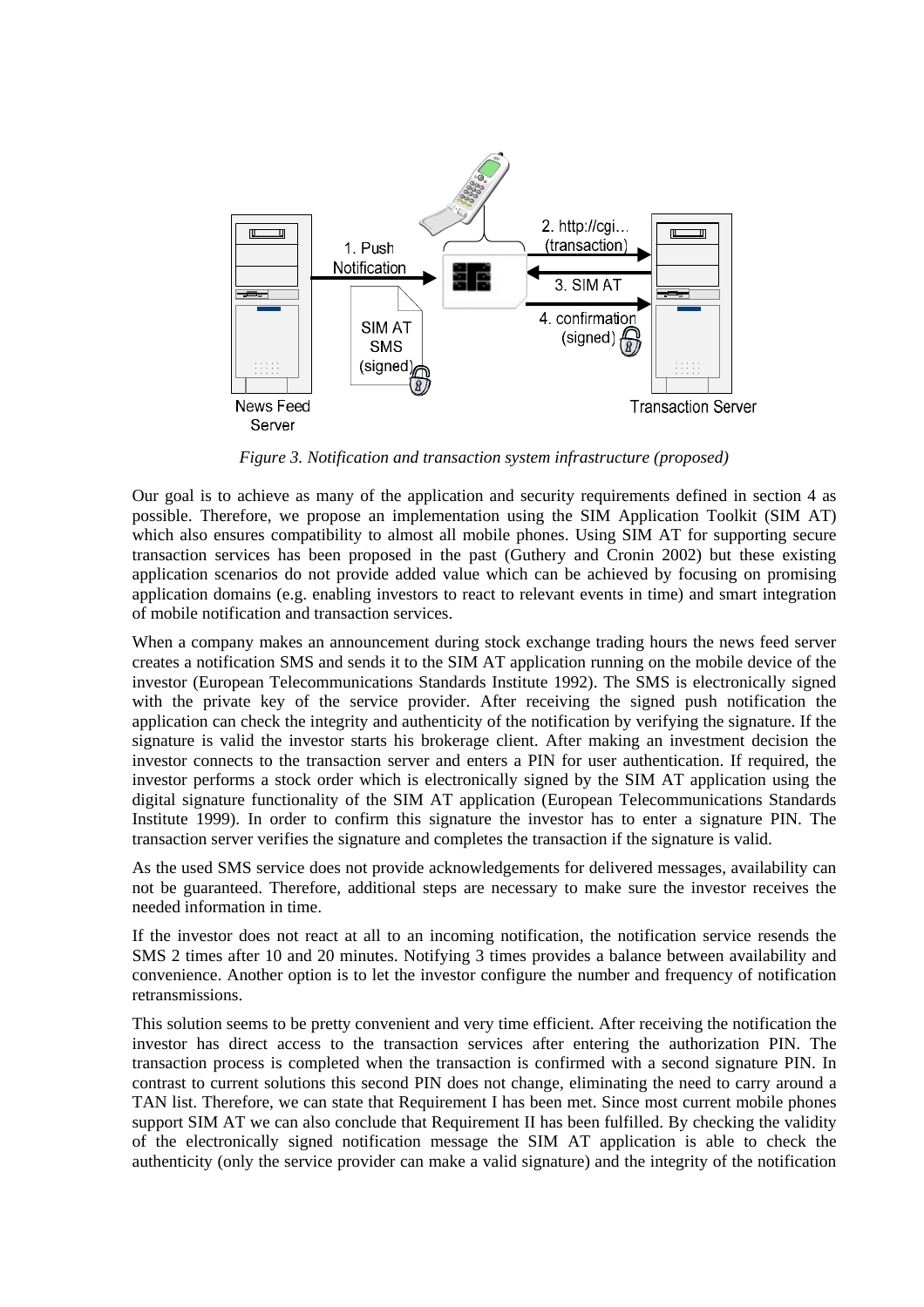*Figure 3. Notification and transaction system infrastructure (proposed)*

Our goal is to achieve as many of the application and security requirements defined in section 4 as possible. Therefore, we propose an implementation using the SIM Application Toolkit (SIM AT) which also ensures compatibility to almost all mobile phones. Using SIM AT for supporting secure transaction services has been proposed in the past (Guthery and Cronin 2002) but these existing application scenarios do not provide added value which can be achieved by focusing on promising application domains (e.g. enabling investors to react to relevant events in time) and smart integration of mobile notification and transaction services.

When a company makes an announcement during stock exchange trading hours the news feed server creates a notification SMS and sends it to the SIM AT application running on the mobile device of the investor (European Telecommunications Standards Institute 1992). The SMS is electronically signed with the private key of the service provider. After receiving the signed push notification the application can check the integrity and authenticity of the notification by verifying the signature. If the signature is valid the investor starts his brokerage client. After making an investment decision the investor connects to the transaction server and enters a PIN for user authentication. If required, the investor performs a stock order which is electronically signed by the SIM AT application using the digital signature functionality of the SIM AT application (European Telecommunications Standards Institute 1999). In order to confirm this signature the investor has to enter a signature PIN. The transaction server verifies the signature and completes the transaction if the signature is valid.

As the used SMS service does not provide acknowledgements for delivered messages, availability can not be guaranteed. Therefore, additional steps are necessary to make sure the investor receives the needed information in time.

If the investor does not react at all to an incoming notification, the notification service resends the SMS 2 times after 10 and 20 minutes. Notifying 3 times provides a balance between availability and convenience. Another option is to let the investor configure the number and frequency of notification retransmissions.

This solution seems to be pretty convenient and very time efficient. After receiving the notification the investor has direct access to the transaction services after entering the authorization PIN. The transaction process is completed when the transaction is confirmed with a second signature PIN. In contrast to current solutions this second PIN does not change, eliminating the need to carry around a TAN list. Therefore, we can state that Requirement I has been met. Since most current mobile phones support SIM AT we can also conclude that Requirement II has been fulfilled. By checking the validity of the electronically signed notification message the SIM AT application is able to check the authenticity (only the service provider can make a valid signature) and the integrity of the notification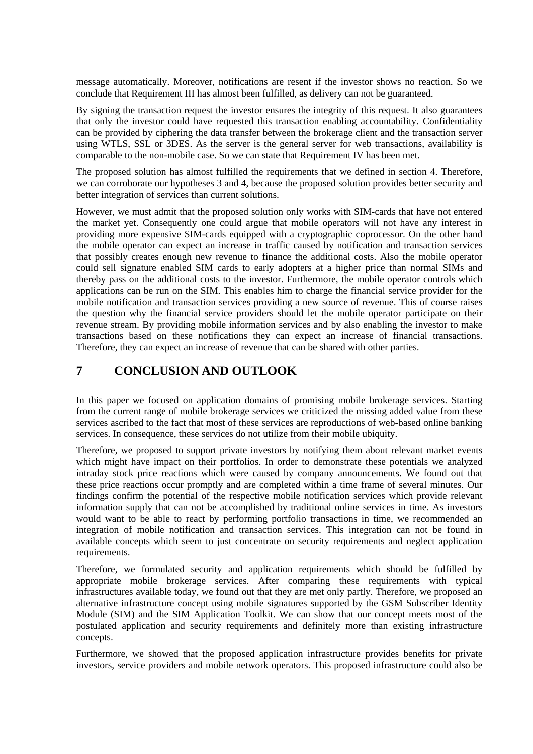message automatically. Moreover, notifications are resent if the investor shows no reaction. So we conclude that Requirement III has almost been fulfilled, as delivery can not be guaranteed.

By signing the transaction request the investor ensures the integrity of this request. It also guarantees that only the investor could have requested this transaction enabling accountability. Confidentiality can be provided by ciphering the data transfer between the brokerage client and the transaction server using WTLS, SSL or 3DES. As the server is the general server for web transactions, availability is comparable to the non-mobile case. So we can state that Requirement IV has been met.

The proposed solution has almost fulfilled the requirements that we defined in section 4. Therefore, we can corroborate our hypotheses 3 and 4, because the proposed solution provides better security and better integration of services than current solutions.

However, we must admit that the proposed solution only works with SIM-cards that have not entered the market yet. Consequently one could argue that mobile operators will not have any interest in providing more expensive SIM-cards equipped with a cryptographic coprocessor. On the other hand the mobile operator can expect an increase in traffic caused by notification and transaction services that possibly creates enough new revenue to finance the additional costs. Also the mobile operator could sell signature enabled SIM cards to early adopters at a higher price than normal SIMs and thereby pass on the additional costs to the investor. Furthermore, the mobile operator controls which applications can be run on the SIM. This enables him to charge the financial service provider for the mobile notification and transaction services providing a new source of revenue. This of course raises the question why the financial service providers should let the mobile operator participate on their revenue stream. By providing mobile information services and by also enabling the investor to make transactions based on these notifications they can expect an increase of financial transactions. Therefore, they can expect an increase of revenue that can be shared with other parties.

# 7 CONCLUSION AND OUTLOOK

In this paper we focused on application domains of promising mobile brokerage services. Starting from the current range of mobile brokerage services we criticized the missing added value from these services ascribed to the fact that most of these services are reproductions of web-based online banking services. In consequence, these services do not utilize from their mobile ubiquity.

Therefore, we proposed to support private investors by notifying them about relevant market events which might have impact on their portfolios. In order to demonstrate these potentials we analyzed intraday stock price reactions which were caused by company announcements. We found out that these price reactions occur promptly and are completed within a time frame of several minutes. Our findings confirm the potential of the respective mobile notification services which provide relevant information supply that can not be accomplished by traditional online services in time. As investors would want to be able to react by performing portfolio transactions in time, we recommended an integration of mobile notification and transaction services. This integration can not be found in available concepts which seem to just concentrate on security requirements and neglect application requirements.

Therefore, we formulated security and application requirements which should be fulfilled by appropriate mobile brokerage services. After comparing these requirements with typical infrastructures available today, we found out that they are met only partly. Therefore, we proposed an alternative infrastructure concept using mobile signatures supported by the GSM Subscriber Identity Module (SIM) and the SIM Application Toolkit. We can show that our concept meets most of the postulated application and security requirements and definitely more than existing infrastructure concepts.

Furthermore, we showed that the proposed application infrastructure provides benefits for private investors, service providers and mobile network operators. This proposed infrastructure could also be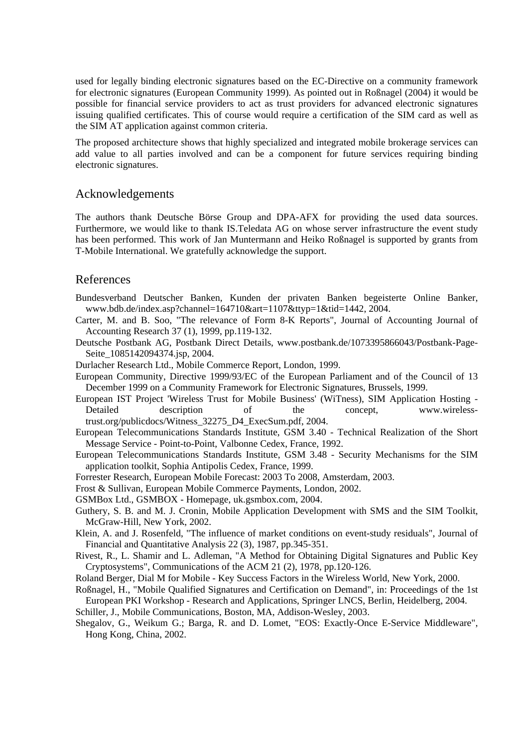used for legally binding electronic signatures based on the EC-Directive on a community framework for electronic signatures (European Community 1999). As pointed out in Roßnagel (2004) it would be possible for financial service providers to act as trust providers for advanced electronic signatures issuing qualified certificates. This of course would require a certification of the SIM card as well as the SIM AT application against common criteria.

The proposed architecture shows that highly specialized and integrated mobile brokerage services can add value to all parties involved and can be a component for future services requiring binding electronic signatures.

## Acknowledgements

The authors thank Deutsche Börse Group and DPA-AFX for providing the used data sources. Furthermore, we would like to thank IS.Teledata AG on whose server infrastructure the event study has been performed. This work of Jan Muntermann and Heiko Roßnagel is supported by grants from T-Mobile International. We gratefully acknowledge the support.

## References

Bundesverband Deutscher Banken, Kunden der privaten Banken begeisterte Online Banker, www.bdb.de/index.asp?channel=164710&art=1107&ttyp=1&tid=1442, 2004.

Carter, M. and B. Soo, "The relevance of Form 8-K Reports", Journal of Accounting Journal of Accounting Research 37 (1), 1999, pp.119-132.

Deutsche Postbank AG, Postbank Direct Details, www.postbank.de/1073395866043/Postbank-Page-Seite_1085142094374.jsp, 2004.

Durlacher Research Ltd., Mobile Commerce Report, London, 1999.

European Community, Directive 1999/93/EC of the European Parliament and of the Council of 13 December 1999 on a Community Framework for Electronic Signatures, Brussels, 1999.

European IST Project 'Wireless Trust for Mobile Business' (WiTness), SIM Application Hosting - Detailed description of the concept, www.wireless-trust.org/publicdocs/Witness_32275_D4_ExecSum.pdf, 2004.

European Telecommunications Standards Institute, GSM 3.40 - Technical Realization of the Short Message Service - Point-to-Point, Valbonne Cedex, France, 1992.

European Telecommunications Standards Institute, GSM 3.48 - Security Mechanisms for the SIM application toolkit, Sophia Antipolis Cedex, France, 1999.

Forrester Research, European Mobile Forecast: 2003 To 2008, Amsterdam, 2003.

Frost & Sullivan, European Mobile Commerce Payments, London, 2002.

GSMBox Ltd., GSMBOX - Homepage, uk.gsmbox.com, 2004.

Guthery, S. B. and M. J. Cronin, Mobile Application Development with SMS and the SIM Toolkit, McGraw-Hill, New York, 2002.

Klein, A. and J. Rosenfeld, "The influence of market conditions on event-study residuals", Journal of Financial and Quantitative Analysis 22 (3), 1987, pp.345-351.

Rivest, R., L. Shamir and L. Adleman, "A Method for Obtaining Digital Signatures and Public Key Cryptosystems", Communications of the ACM 21 (2), 1978, pp.120-126.

Roland Berger, Dial M for Mobile - Key Success Factors in the Wireless World, New York, 2000.

Roßnagel, H., "Mobile Qualified Signatures and Certification on Demand", in: Proceedings of the 1st European PKI Workshop - Research and Applications, Springer LNCS, Berlin, Heidelberg, 2004.

Schiller, J., Mobile Communications, Boston, MA, Addison-Wesley, 2003.

Shegalov, G., Weikum G.; Barga, R. and D. Lomet, "EOS: Exactly-Once E-Service Middleware", Hong Kong, China, 2002.